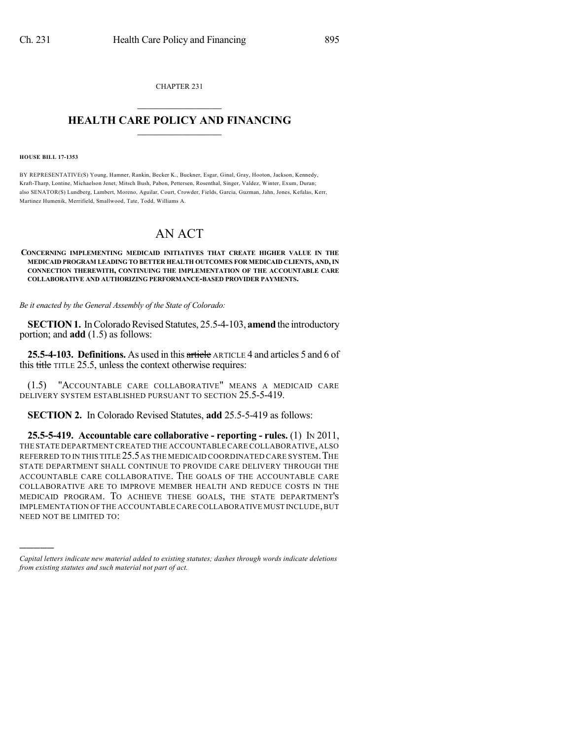CHAPTER 231

# HEALTH CARE POLICY AND FINANCING

**HOUSE BILL 17-1353**

BY REPRESENTATIVE(S) Young, Hamner, Rankin, Becker K., Buckner, Esgar, Ginal, Gray, Hooton, Jackson, Kennedy, Kraft-Tharp, Lontine, Michaelson Jenet, Mitsch Bush, Pabon, Pettersen, Rosenthal, Singer, Valdez, Winter, Exum, Duran; also SENATOR(S) Lundberg, Lambert, Moreno, Aguilar, Court, Crowder, Fields, Garcia, Guzman, Jahn, Jones, Kefalas, Kerr, Martinez Humenik, Merrifield, Smallwood, Tate, Todd, Williams A.

# AN ACT

**CONCERNING IMPLEMENTING MEDICAID INITIATIVES THAT CREATE HIGHER VALUE IN THE MEDICAID PROGRAM LEADING TO BETTER HEALTH OUTCOMES FOR MEDICAID CLIENTS, AND, IN CONNECTION THEREWITH, CONTINUING THE IMPLEMENTATION OF THE ACCOUNTABLE CARE COLLABORATIVE AND AUTHORIZING PERFORMANCE-BASED PROVIDER PAYMENTS.**

*Be it enacted by the General Assembly of the State of Colorado:*

**SECTION 1.** In Colorado Revised Statutes, 25.5-4-103, **amend** the introductory portion; and **add** (1.5) as follows:

**25.5-4-103. Definitions.** As used in this ~~article~~ ARTICLE 4 and articles 5 and 6 of this ~~title~~ TITLE 25.5, unless the context otherwise requires:

(1.5) "ACCOUNTABLE CARE COLLABORATIVE" MEANS A MEDICAID CARE DELIVERY SYSTEM ESTABLISHED PURSUANT TO SECTION 25.5-5-419.

**SECTION 2.** In Colorado Revised Statutes, **add** 25.5-5-419 as follows:

**25.5-5-419. Accountable care collaborative - reporting - rules.** (1) IN 2011, THE STATE DEPARTMENT CREATED THE ACCOUNTABLE CARE COLLABORATIVE, ALSO REFERRED TO IN THIS TITLE 25.5 AS THE MEDICAID COORDINATED CARE SYSTEM. THE STATE DEPARTMENT SHALL CONTINUE TO PROVIDE CARE DELIVERY THROUGH THE ACCOUNTABLE CARE COLLABORATIVE. THE GOALS OF THE ACCOUNTABLE CARE COLLABORATIVE ARE TO IMPROVE MEMBER HEALTH AND REDUCE COSTS IN THE MEDICAID PROGRAM. TO ACHIEVE THESE GOALS, THE STATE DEPARTMENT'S IMPLEMENTATION OF THE ACCOUNTABLE CARE COLLABORATIVE MUST INCLUDE, BUT NEED NOT BE LIMITED TO:

---

*Capital letters indicate new material added to existing statutes; dashes through words indicate deletions from existing statutes and such material not part of act.*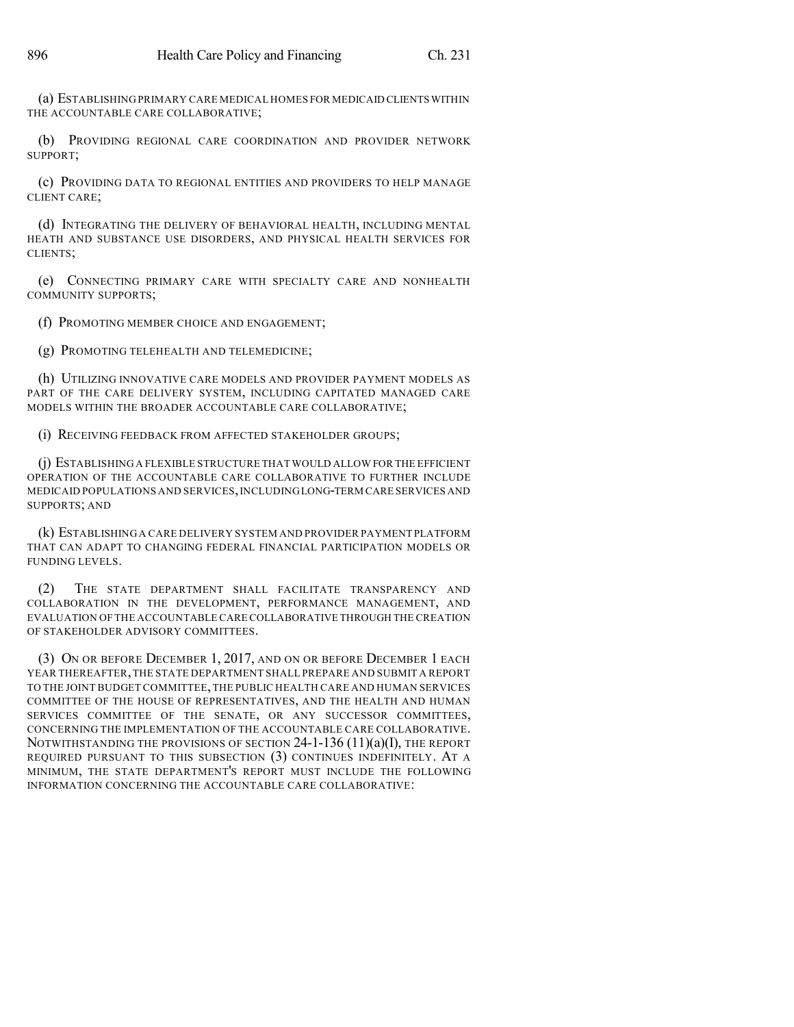(a) ESTABLISHING PRIMARY CARE MEDICAL HOMES FOR MEDICAID CLIENTS WITHIN THE ACCOUNTABLE CARE COLLABORATIVE;

(b) PROVIDING REGIONAL CARE COORDINATION AND PROVIDER NETWORK SUPPORT;

(c) PROVIDING DATA TO REGIONAL ENTITIES AND PROVIDERS TO HELP MANAGE CLIENT CARE;

(d) INTEGRATING THE DELIVERY OF BEHAVIORAL HEALTH, INCLUDING MENTAL HEATH AND SUBSTANCE USE DISORDERS, AND PHYSICAL HEALTH SERVICES FOR CLIENTS;

(e) CONNECTING PRIMARY CARE WITH SPECIALTY CARE AND NONHEALTH COMMUNITY SUPPORTS;

(f) PROMOTING MEMBER CHOICE AND ENGAGEMENT;

(g) PROMOTING TELEHEALTH AND TELEMEDICINE;

(h) UTILIZING INNOVATIVE CARE MODELS AND PROVIDER PAYMENT MODELS AS PART OF THE CARE DELIVERY SYSTEM, INCLUDING CAPITATED MANAGED CARE MODELS WITHIN THE BROADER ACCOUNTABLE CARE COLLABORATIVE;

(i) RECEIVING FEEDBACK FROM AFFECTED STAKEHOLDER GROUPS;

(j) ESTABLISHING A FLEXIBLE STRUCTURE THAT WOULD ALLOW FOR THE EFFICIENT OPERATION OF THE ACCOUNTABLE CARE COLLABORATIVE TO FURTHER INCLUDE MEDICAID POPULATIONS AND SERVICES, INCLUDING LONG-TERM CARE SERVICES AND SUPPORTS; AND

(k) ESTABLISHING A CARE DELIVERY SYSTEM AND PROVIDER PAYMENT PLATFORM THAT CAN ADAPT TO CHANGING FEDERAL FINANCIAL PARTICIPATION MODELS OR FUNDING LEVELS.

(2) THE STATE DEPARTMENT SHALL FACILITATE TRANSPARENCY AND COLLABORATION IN THE DEVELOPMENT, PERFORMANCE MANAGEMENT, AND EVALUATION OF THE ACCOUNTABLE CARE COLLABORATIVE THROUGH THE CREATION OF STAKEHOLDER ADVISORY COMMITTEES.

(3) ON OR BEFORE DECEMBER 1, 2017, AND ON OR BEFORE DECEMBER 1 EACH YEAR THEREAFTER, THE STATE DEPARTMENT SHALL PREPARE AND SUBMIT A REPORT TO THE JOINT BUDGET COMMITTEE, THE PUBLIC HEALTH CARE AND HUMAN SERVICES COMMITTEE OF THE HOUSE OF REPRESENTATIVES, AND THE HEALTH AND HUMAN SERVICES COMMITTEE OF THE SENATE, OR ANY SUCCESSOR COMMITTEES, CONCERNING THE IMPLEMENTATION OF THE ACCOUNTABLE CARE COLLABORATIVE. NOTWITHSTANDING THE PROVISIONS OF SECTION 24-1-136 (11)(a)(I), THE REPORT REQUIRED PURSUANT TO THIS SUBSECTION (3) CONTINUES INDEFINITELY. AT A MINIMUM, THE STATE DEPARTMENT'S REPORT MUST INCLUDE THE FOLLOWING INFORMATION CONCERNING THE ACCOUNTABLE CARE COLLABORATIVE: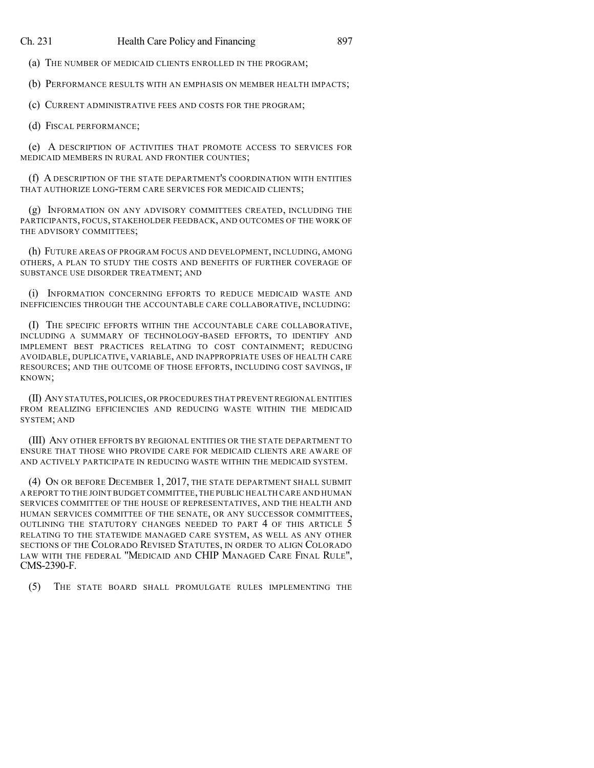(a) THE NUMBER OF MEDICAID CLIENTS ENROLLED IN THE PROGRAM;

(b) PERFORMANCE RESULTS WITH AN EMPHASIS ON MEMBER HEALTH IMPACTS;

(c) CURRENT ADMINISTRATIVE FEES AND COSTS FOR THE PROGRAM;

(d) FISCAL PERFORMANCE;

(e) A DESCRIPTION OF ACTIVITIES THAT PROMOTE ACCESS TO SERVICES FOR MEDICAID MEMBERS IN RURAL AND FRONTIER COUNTIES;

(f) A DESCRIPTION OF THE STATE DEPARTMENT'S COORDINATION WITH ENTITIES THAT AUTHORIZE LONG-TERM CARE SERVICES FOR MEDICAID CLIENTS;

(g) INFORMATION ON ANY ADVISORY COMMITTEES CREATED, INCLUDING THE PARTICIPANTS, FOCUS, STAKEHOLDER FEEDBACK, AND OUTCOMES OF THE WORK OF THE ADVISORY COMMITTEES;

(h) FUTURE AREAS OF PROGRAM FOCUS AND DEVELOPMENT, INCLUDING, AMONG OTHERS, A PLAN TO STUDY THE COSTS AND BENEFITS OF FURTHER COVERAGE OF SUBSTANCE USE DISORDER TREATMENT; AND

(i) INFORMATION CONCERNING EFFORTS TO REDUCE MEDICAID WASTE AND INEFFICIENCIES THROUGH THE ACCOUNTABLE CARE COLLABORATIVE, INCLUDING:

(I) THE SPECIFIC EFFORTS WITHIN THE ACCOUNTABLE CARE COLLABORATIVE, INCLUDING A SUMMARY OF TECHNOLOGY-BASED EFFORTS, TO IDENTIFY AND IMPLEMENT BEST PRACTICES RELATING TO COST CONTAINMENT; REDUCING AVOIDABLE, DUPLICATIVE, VARIABLE, AND INAPPROPRIATE USES OF HEALTH CARE RESOURCES; AND THE OUTCOME OF THOSE EFFORTS, INCLUDING COST SAVINGS, IF KNOWN;

(II) ANY STATUTES, POLICIES, OR PROCEDURES THAT PREVENT REGIONAL ENTITIES FROM REALIZING EFFICIENCIES AND REDUCING WASTE WITHIN THE MEDICAID SYSTEM; AND

(III) ANY OTHER EFFORTS BY REGIONAL ENTITIES OR THE STATE DEPARTMENT TO ENSURE THAT THOSE WHO PROVIDE CARE FOR MEDICAID CLIENTS ARE AWARE OF AND ACTIVELY PARTICIPATE IN REDUCING WASTE WITHIN THE MEDICAID SYSTEM.

(4) ON OR BEFORE DECEMBER 1, 2017, THE STATE DEPARTMENT SHALL SUBMIT A REPORT TO THE JOINT BUDGET COMMITTEE, THE PUBLIC HEALTH CARE AND HUMAN SERVICES COMMITTEE OF THE HOUSE OF REPRESENTATIVES, AND THE HEALTH AND HUMAN SERVICES COMMITTEE OF THE SENATE, OR ANY SUCCESSOR COMMITTEES, OUTLINING THE STATUTORY CHANGES NEEDED TO PART 4 OF THIS ARTICLE 5 RELATING TO THE STATEWIDE MANAGED CARE SYSTEM, AS WELL AS ANY OTHER SECTIONS OF THE COLORADO REVISED STATUTES, IN ORDER TO ALIGN COLORADO LAW WITH THE FEDERAL "MEDICAID AND CHIP MANAGED CARE FINAL RULE", CMS-2390-F.

(5) THE STATE BOARD SHALL PROMULGATE RULES IMPLEMENTING THE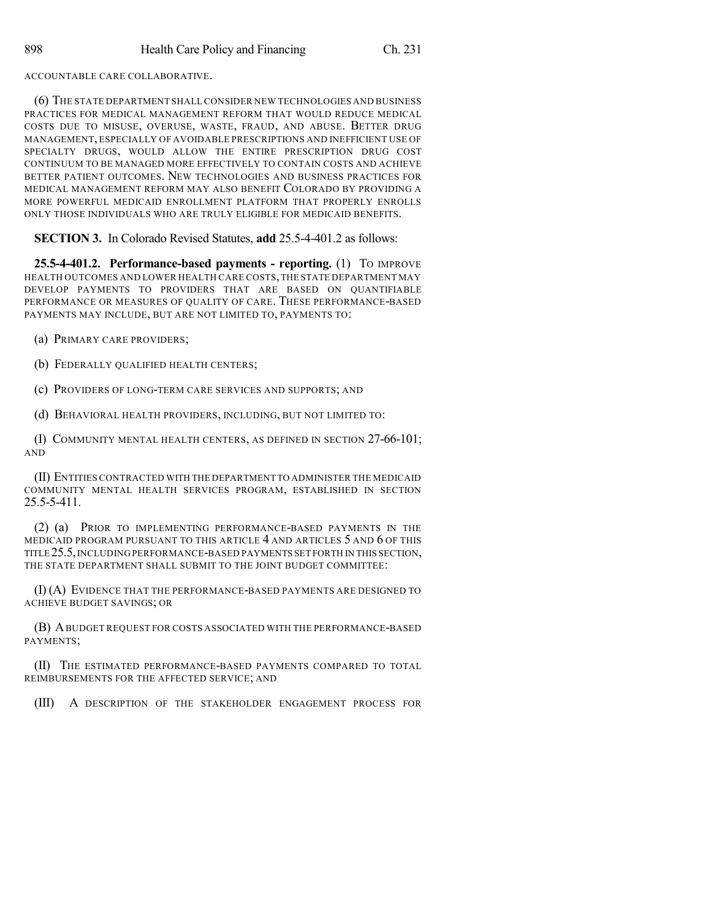ACCOUNTABLE CARE COLLABORATIVE.

(6) THE STATE DEPARTMENT SHALL CONSIDER NEW TECHNOLOGIES AND BUSINESS PRACTICES FOR MEDICAL MANAGEMENT REFORM THAT WOULD REDUCE MEDICAL COSTS DUE TO MISUSE, OVERUSE, WASTE, FRAUD, AND ABUSE. BETTER DRUG MANAGEMENT, ESPECIALLY OF AVOIDABLE PRESCRIPTIONS AND INEFFICIENT USE OF SPECIALTY DRUGS, WOULD ALLOW THE ENTIRE PRESCRIPTION DRUG COST CONTINUUM TO BE MANAGED MORE EFFECTIVELY TO CONTAIN COSTS AND ACHIEVE BETTER PATIENT OUTCOMES. NEW TECHNOLOGIES AND BUSINESS PRACTICES FOR MEDICAL MANAGEMENT REFORM MAY ALSO BENEFIT COLORADO BY PROVIDING A MORE POWERFUL MEDICAID ENROLLMENT PLATFORM THAT PROPERLY ENROLLS ONLY THOSE INDIVIDUALS WHO ARE TRULY ELIGIBLE FOR MEDICAID BENEFITS.

**SECTION 3.** In Colorado Revised Statutes, **add** 25.5-4-401.2 as follows:

**25.5-4-401.2. Performance-based payments - reporting.** (1) TO IMPROVE HEALTH OUTCOMES AND LOWER HEALTH CARE COSTS, THE STATE DEPARTMENT MAY DEVELOP PAYMENTS TO PROVIDERS THAT ARE BASED ON QUANTIFIABLE PERFORMANCE OR MEASURES OF QUALITY OF CARE. THESE PERFORMANCE-BASED PAYMENTS MAY INCLUDE, BUT ARE NOT LIMITED TO, PAYMENTS TO:

(a) PRIMARY CARE PROVIDERS;

(b) FEDERALLY QUALIFIED HEALTH CENTERS;

(c) PROVIDERS OF LONG-TERM CARE SERVICES AND SUPPORTS; AND

(d) BEHAVIORAL HEALTH PROVIDERS, INCLUDING, BUT NOT LIMITED TO:

(I) COMMUNITY MENTAL HEALTH CENTERS, AS DEFINED IN SECTION 27-66-101; AND

(II) ENTITIES CONTRACTED WITH THE DEPARTMENT TO ADMINISTER THE MEDICAID COMMUNITY MENTAL HEALTH SERVICES PROGRAM, ESTABLISHED IN SECTION 25.5-5-411.

(2) (a) PRIOR TO IMPLEMENTING PERFORMANCE-BASED PAYMENTS IN THE MEDICAID PROGRAM PURSUANT TO THIS ARTICLE 4 AND ARTICLES 5 AND 6 OF THIS TITLE 25.5, INCLUDING PERFORMANCE-BASED PAYMENTS SET FORTH IN THIS SECTION, THE STATE DEPARTMENT SHALL SUBMIT TO THE JOINT BUDGET COMMITTEE:

(I) (A) EVIDENCE THAT THE PERFORMANCE-BASED PAYMENTS ARE DESIGNED TO ACHIEVE BUDGET SAVINGS; OR

(B) A BUDGET REQUEST FOR COSTS ASSOCIATED WITH THE PERFORMANCE-BASED PAYMENTS;

(II) THE ESTIMATED PERFORMANCE-BASED PAYMENTS COMPARED TO TOTAL REIMBURSEMENTS FOR THE AFFECTED SERVICE; AND

(III) A DESCRIPTION OF THE STAKEHOLDER ENGAGEMENT PROCESS FOR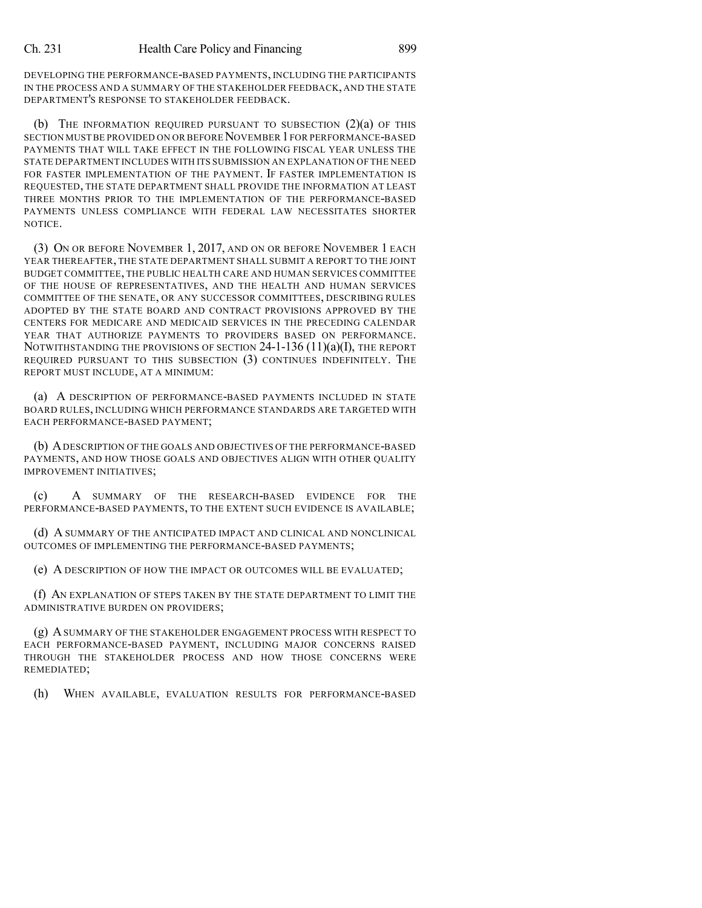DEVELOPING THE PERFORMANCE-BASED PAYMENTS, INCLUDING THE PARTICIPANTS IN THE PROCESS AND A SUMMARY OF THE STAKEHOLDER FEEDBACK, AND THE STATE DEPARTMENT'S RESPONSE TO STAKEHOLDER FEEDBACK.

(b) THE INFORMATION REQUIRED PURSUANT TO SUBSECTION (2)(a) OF THIS SECTION MUST BE PROVIDED ON OR BEFORE NOVEMBER 1 FOR PERFORMANCE-BASED PAYMENTS THAT WILL TAKE EFFECT IN THE FOLLOWING FISCAL YEAR UNLESS THE STATE DEPARTMENT INCLUDES WITH ITS SUBMISSION AN EXPLANATION OF THE NEED FOR FASTER IMPLEMENTATION OF THE PAYMENT. IF FASTER IMPLEMENTATION IS REQUESTED, THE STATE DEPARTMENT SHALL PROVIDE THE INFORMATION AT LEAST THREE MONTHS PRIOR TO THE IMPLEMENTATION OF THE PERFORMANCE-BASED PAYMENTS UNLESS COMPLIANCE WITH FEDERAL LAW NECESSITATES SHORTER NOTICE.

(3) ON OR BEFORE NOVEMBER 1, 2017, AND ON OR BEFORE NOVEMBER 1 EACH YEAR THEREAFTER, THE STATE DEPARTMENT SHALL SUBMIT A REPORT TO THE JOINT BUDGET COMMITTEE, THE PUBLIC HEALTH CARE AND HUMAN SERVICES COMMITTEE OF THE HOUSE OF REPRESENTATIVES, AND THE HEALTH AND HUMAN SERVICES COMMITTEE OF THE SENATE, OR ANY SUCCESSOR COMMITTEES, DESCRIBING RULES ADOPTED BY THE STATE BOARD AND CONTRACT PROVISIONS APPROVED BY THE CENTERS FOR MEDICARE AND MEDICAID SERVICES IN THE PRECEDING CALENDAR YEAR THAT AUTHORIZE PAYMENTS TO PROVIDERS BASED ON PERFORMANCE. NOTWITHSTANDING THE PROVISIONS OF SECTION 24-1-136 (11)(a)(I), THE REPORT REQUIRED PURSUANT TO THIS SUBSECTION (3) CONTINUES INDEFINITELY. THE REPORT MUST INCLUDE, AT A MINIMUM:

(a) A DESCRIPTION OF PERFORMANCE-BASED PAYMENTS INCLUDED IN STATE BOARD RULES, INCLUDING WHICH PERFORMANCE STANDARDS ARE TARGETED WITH EACH PERFORMANCE-BASED PAYMENT;

(b) A DESCRIPTION OF THE GOALS AND OBJECTIVES OF THE PERFORMANCE-BASED PAYMENTS, AND HOW THOSE GOALS AND OBJECTIVES ALIGN WITH OTHER QUALITY IMPROVEMENT INITIATIVES;

(c) A SUMMARY OF THE RESEARCH-BASED EVIDENCE FOR THE PERFORMANCE-BASED PAYMENTS, TO THE EXTENT SUCH EVIDENCE IS AVAILABLE;

(d) A SUMMARY OF THE ANTICIPATED IMPACT AND CLINICAL AND NONCLINICAL OUTCOMES OF IMPLEMENTING THE PERFORMANCE-BASED PAYMENTS;

(e) A DESCRIPTION OF HOW THE IMPACT OR OUTCOMES WILL BE EVALUATED;

(f) AN EXPLANATION OF STEPS TAKEN BY THE STATE DEPARTMENT TO LIMIT THE ADMINISTRATIVE BURDEN ON PROVIDERS;

(g) A SUMMARY OF THE STAKEHOLDER ENGAGEMENT PROCESS WITH RESPECT TO EACH PERFORMANCE-BASED PAYMENT, INCLUDING MAJOR CONCERNS RAISED THROUGH THE STAKEHOLDER PROCESS AND HOW THOSE CONCERNS WERE REMEDIATED;

(h) WHEN AVAILABLE, EVALUATION RESULTS FOR PERFORMANCE-BASED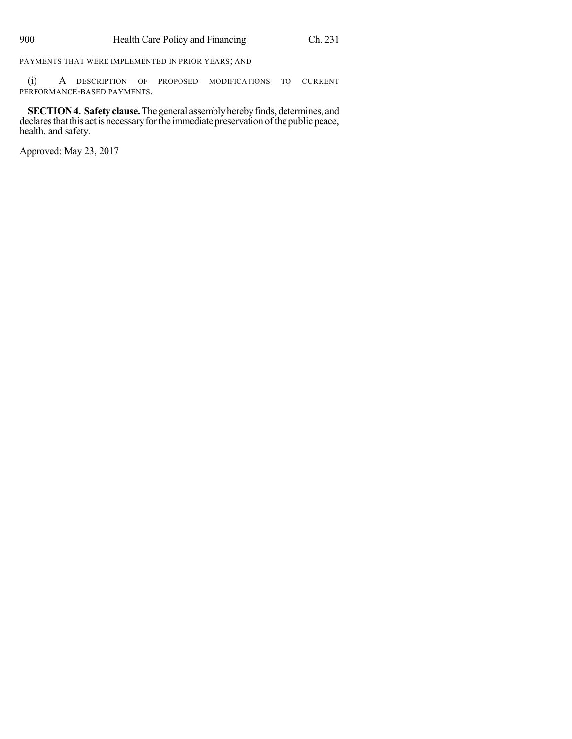PAYMENTS THAT WERE IMPLEMENTED IN PRIOR YEARS; AND

(i) A DESCRIPTION OF PROPOSED MODIFICATIONS TO CURRENT PERFORMANCE-BASED PAYMENTS.

**SECTION 4. Safety clause.** The general assembly hereby finds, determines, and declares that this act is necessary for the immediate preservation of the public peace, health, and safety.

Approved: May 23, 2017